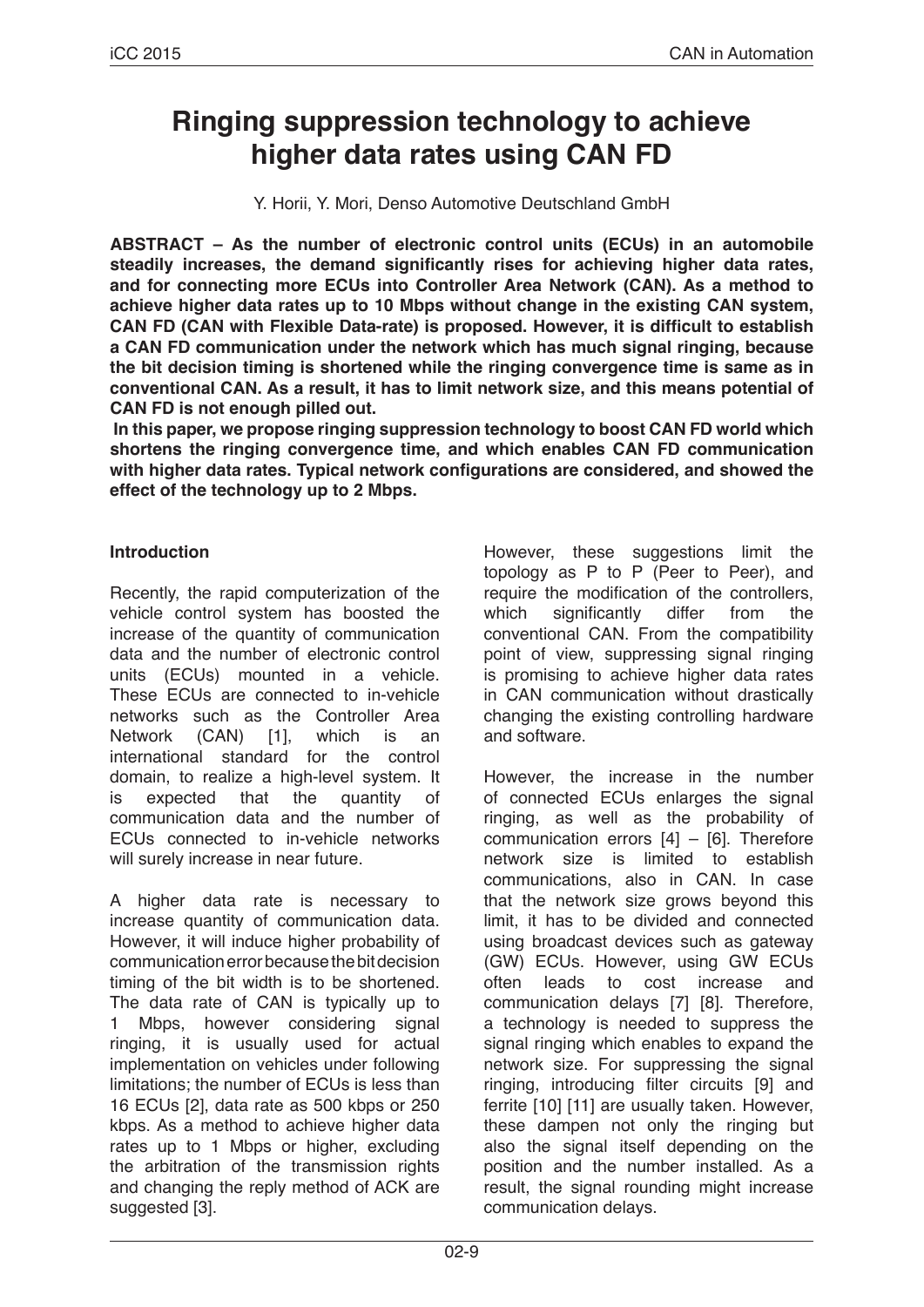# Ringing suppression technology to achieve higher data rates using CAN FD

Y. Horii, Y. Mori, Denso Automotive Deutschland GmbH

**ABSTRACT – As the number of electronic control units (ECUs) in an automobile steadily increases, the demand significantly rises for achieving higher data rates, and for connecting more ECUs into Controller Area Network (CAN). As a method to achieve higher data rates up to 10 Mbps without change in the existing CAN system, CAN FD (CAN with Flexible Data-rate) is proposed. However, it is difficult to establish a CAN FD communication under the network which has much signal ringing, because the bit decision timing is shortened while the ringing convergence time is same as in conventional CAN. As a result, it has to limit network size, and this means potential of CAN FD is not enough pilled out.**

**In this paper, we propose ringing suppression technology to boost CAN FD world which shortens the ringing convergence time, and which enables CAN FD communication with higher data rates. Typical network configurations are considered, and showed the effect of the technology up to 2 Mbps.**

### Introduction

Recently, the rapid computerization of the vehicle control system has boosted the increase of the quantity of communication data and the number of electronic control units (ECUs) mounted in a vehicle. These ECUs are connected to in-vehicle networks such as the Controller Area Network (CAN) [1], which is an international standard for the control domain, to realize a high-level system. It is expected that the quantity of communication data and the number of ECUs connected to in-vehicle networks will surely increase in near future.

A higher data rate is necessary to increase quantity of communication data. However, it will induce higher probability of communication error because the bit decision timing of the bit width is to be shortened. The data rate of CAN is typically up to 1 Mbps, however considering signal ringing, it is usually used for actual implementation on vehicles under following limitations; the number of ECUs is less than 16 ECUs [2], data rate as 500 kbps or 250 kbps. As a method to achieve higher data rates up to 1 Mbps or higher, excluding the arbitration of the transmission rights and changing the reply method of ACK are suggested [3].

However, these suggestions limit the topology as P to P (Peer to Peer), and require the modification of the controllers, which significantly differ from the conventional CAN. From the compatibility point of view, suppressing signal ringing is promising to achieve higher data rates in CAN communication without drastically changing the existing controlling hardware and software.

However, the increase in the number of connected ECUs enlarges the signal ringing, as well as the probability of communication errors [4] – [6]. Therefore network size is limited to establish communications, also in CAN. In case that the network size grows beyond this limit, it has to be divided and connected using broadcast devices such as gateway (GW) ECUs. However, using GW ECUs often leads to cost increase and communication delays [7] [8]. Therefore, a technology is needed to suppress the signal ringing which enables to expand the network size. For suppressing the signal ringing, introducing filter circuits [9] and ferrite [10] [11] are usually taken. However, these dampen not only the ringing but also the signal itself depending on the position and the number installed. As a result, the signal rounding might increase communication delays.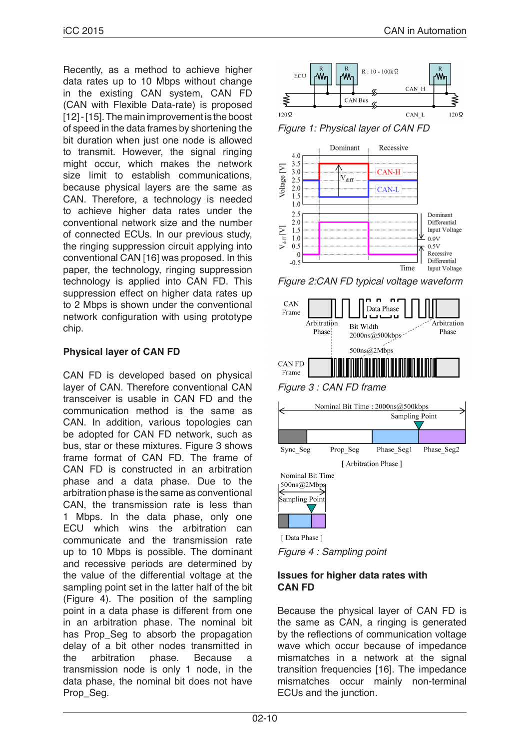Recently, as a method to achieve higher data rates up to 10 Mbps without change in the existing CAN system, CAN FD (CAN with Flexible Data-rate) is proposed [12]-[15]. The main improvement is the boost of speed in the data frames by shortening the bit duration when just one node is allowed to transmit. However, the signal ringing might occur, which makes the network size limit to establish communications, because physical layers are the same as CAN. Therefore, a technology is needed to achieve higher data rates under the conventional network size and the number of connected ECUs. In our previous study, the ringing suppression circuit applying into conventional CAN [16] was proposed. In this paper, the technology, ringing suppression technology is applied into CAN FD. This suppression effect on higher data rates up to 2 Mbps is shown under the conventional network configuration with using prototype chip.

## Physical layer of CAN FD

CAN FD is developed based on physical layer of CAN. Therefore conventional CAN transceiver is usable in CAN FD and the communication method is the same as CAN. In addition, various topologies can be adopted for CAN FD network, such as bus, star or these mixtures. Figure 3 shows frame format of CAN FD. The frame of CAN FD is constructed in an arbitration phase and a data phase. Due to the arbitration phase is the same as conventional CAN, the transmission rate is less than 1 Mbps. In the data phase, only one ECU which wins the arbitration can communicate and the transmission rate up to 10 Mbps is possible. The dominant and recessive periods are determined by the value of the differential voltage at the sampling point set in the latter half of the bit (Figure 4). The position of the sampling point in a data phase is different from one in an arbitration phase. The nominal bit has Prop_Seg to absorb the propagation delay of a bit other nodes transmitted in the arbitration phase. Because a transmission node is only 1 node, in the data phase, the nominal bit does not have Prop_Seg.

*Figure 1: Physical layer of CAN FD*

*Figure 2:CAN FD typical voltage waveform*

*Figure 3 : CAN FD frame*

*Figure 4 : Sampling point*

## Issues for higher data rates with CAN FD

Because the physical layer of CAN FD is the same as CAN, a ringing is generated by the reflections of communication voltage wave which occur because of impedance mismatches in a network at the signal transition frequencies [16]. The impedance mismatches occur mainly non-terminal ECUs and the junction.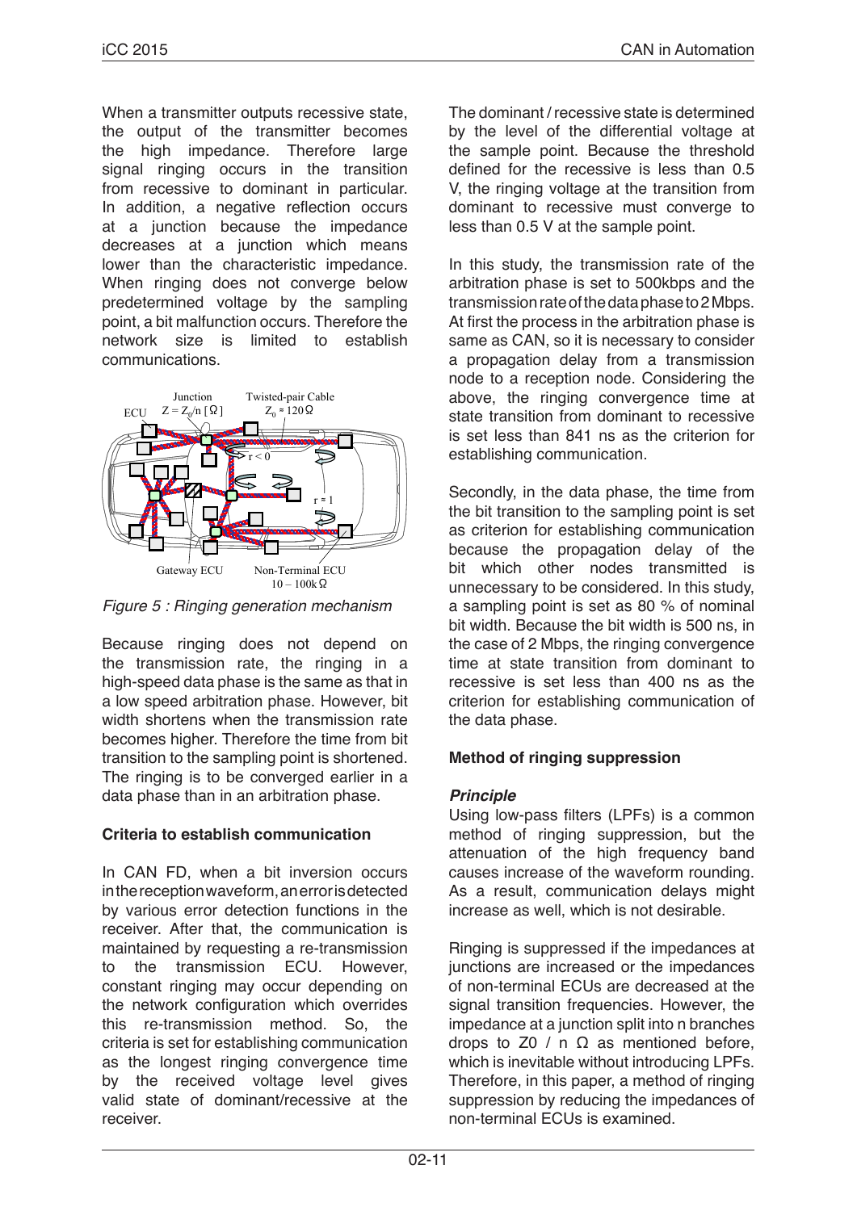When a transmitter outputs recessive state, the output of the transmitter becomes the high impedance. Therefore large signal ringing occurs in the transition from recessive to dominant in particular. In addition, a negative reflection occurs at a junction because the impedance decreases at a junction which means lower than the characteristic impedance. When ringing does not converge below predetermined voltage by the sampling point, a bit malfunction occurs. Therefore the network size is limited to establish communications.

*Figure 5 : Ringing generation mechanism*

Because ringing does not depend on the transmission rate, the ringing in a high-speed data phase is the same as that in a low speed arbitration phase. However, bit width shortens when the transmission rate becomes higher. Therefore the time from bit transition to the sampling point is shortened. The ringing is to be converged earlier in a data phase than in an arbitration phase.

**Criteria to establish communication**

In CAN FD, when a bit inversion occurs in the reception waveform, an error is detected by various error detection functions in the receiver. After that, the communication is maintained by requesting a re-transmission to the transmission ECU. However, constant ringing may occur depending on the network configuration which overrides this re-transmission method. So, the criteria is set for establishing communication as the longest ringing convergence time by the received voltage level gives valid state of dominant/recessive at the receiver.

The dominant / recessive state is determined by the level of the differential voltage at the sample point. Because the threshold defined for the recessive is less than 0.5 V, the ringing voltage at the transition from dominant to recessive must converge to less than 0.5 V at the sample point.

In this study, the transmission rate of the arbitration phase is set to 500kbps and the transmission rate of the data phase to 2 Mbps. At first the process in the arbitration phase is same as CAN, so it is necessary to consider a propagation delay from a transmission node to a reception node. Considering the above, the ringing convergence time at state transition from dominant to recessive is set less than 841 ns as the criterion for establishing communication.

Secondly, in the data phase, the time from the bit transition to the sampling point is set as criterion for establishing communication because the propagation delay of the bit which other nodes transmitted is unnecessary to be considered. In this study, a sampling point is set as 80 % of nominal bit width. Because the bit width is 500 ns, in the case of 2 Mbps, the ringing convergence time at state transition from dominant to recessive is set less than 400 ns as the criterion for establishing communication of the data phase.

**Method of ringing suppression**

***Principle***

Using low-pass filters (LPFs) is a common method of ringing suppression, but the attenuation of the high frequency band causes increase of the waveform rounding. As a result, communication delays might increase as well, which is not desirable.

Ringing is suppressed if the impedances at junctions are increased or the impedances of non-terminal ECUs are decreased at the signal transition frequencies. However, the impedance at a junction split into n branches drops to $Z0$ / n Ω as mentioned before, which is inevitable without introducing LPFs. Therefore, in this paper, a method of ringing suppression by reducing the impedances of non-terminal ECUs is examined.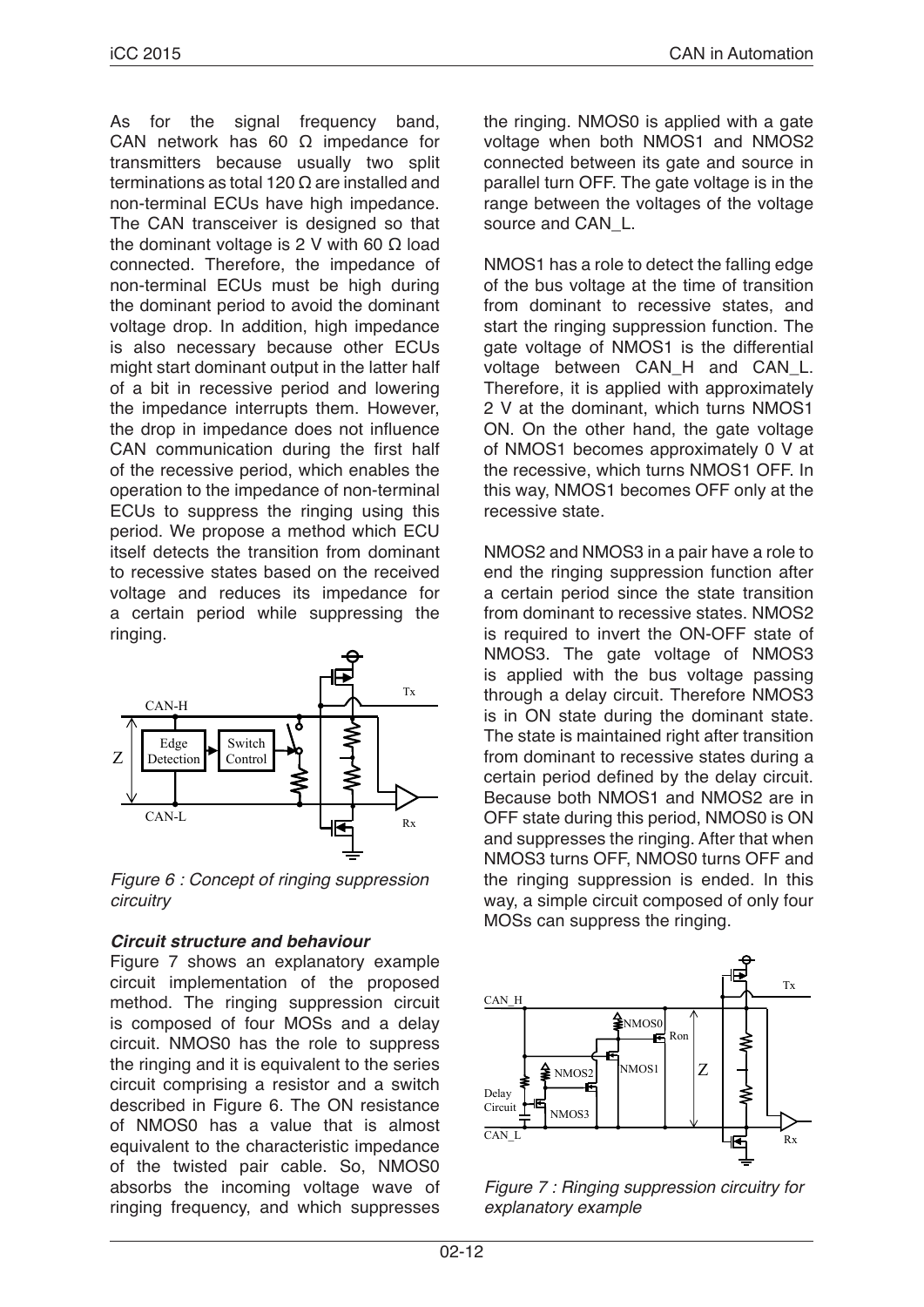As for the signal frequency band, CAN network has 60 Ω impedance for transmitters because usually two split terminations as total 120 Ω are installed and non-terminal ECUs have high impedance. The CAN transceiver is designed so that the dominant voltage is 2 V with 60 Ω load connected. Therefore, the impedance of non-terminal ECUs must be high during the dominant period to avoid the dominant voltage drop. In addition, high impedance is also necessary because other ECUs might start dominant output in the latter half of a bit in recessive period and lowering the impedance interrupts them. However, the drop in impedance does not influence CAN communication during the first half of the recessive period, which enables the operation to the impedance of non-terminal ECUs to suppress the ringing using this period. We propose a method which ECU itself detects the transition from dominant to recessive states based on the received voltage and reduces its impedance for a certain period while suppressing the ringing.

*Figure 6 : Concept of ringing suppression circuitry*

### *Circuit structure and behaviour*

Figure 7 shows an explanatory example circuit implementation of the proposed method. The ringing suppression circuit is composed of four MOSs and a delay circuit. NMOS0 has the role to suppress the ringing and it is equivalent to the series circuit comprising a resistor and a switch described in Figure 6. The ON resistance of NMOS0 has a value that is almost equivalent to the characteristic impedance of the twisted pair cable. So, NMOS0 absorbs the incoming voltage wave of ringing frequency, and which suppresses the ringing. NMOS0 is applied with a gate voltage when both NMOS1 and NMOS2 connected between its gate and source in parallel turn OFF. The gate voltage is in the range between the voltages of the voltage source and CAN_L.

NMOS1 has a role to detect the falling edge of the bus voltage at the time of transition from dominant to recessive states, and start the ringing suppression function. The gate voltage of NMOS1 is the differential voltage between CAN_H and CAN_L. Therefore, it is applied with approximately 2 V at the dominant, which turns NMOS1 ON. On the other hand, the gate voltage of NMOS1 becomes approximately 0 V at the recessive, which turns NMOS1 OFF. In this way, NMOS1 becomes OFF only at the recessive state.

NMOS2 and NMOS3 in a pair have a role to end the ringing suppression function after a certain period since the state transition from dominant to recessive states. NMOS2 is required to invert the ON-OFF state of NMOS3. The gate voltage of NMOS3 is applied with the bus voltage passing through a delay circuit. Therefore NMOS3 is in ON state during the dominant state. The state is maintained right after transition from dominant to recessive states during a certain period defined by the delay circuit. Because both NMOS1 and NMOS2 are in OFF state during this period, NMOS0 is ON and suppresses the ringing. After that when NMOS3 turns OFF, NMOS0 turns OFF and the ringing suppression is ended. In this way, a simple circuit composed of only four MOSs can suppress the ringing.

*Figure 7 : Ringing suppression circuitry for explanatory example*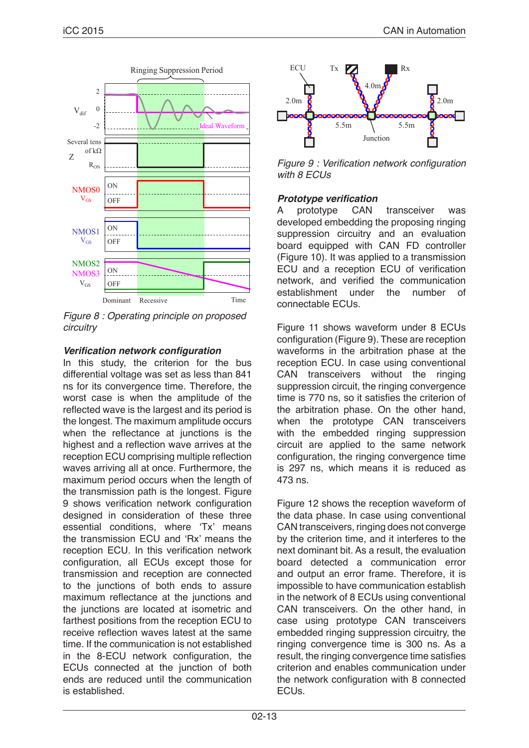Figure 8 : Operating principle on proposed circuitry

### Verification network configuration

In this study, the criterion for the bus differential voltage was set as less than 841 ns for its convergence time. Therefore, the worst case is when the amplitude of the reflected wave is the largest and its period is the longest. The maximum amplitude occurs when the reflectance at junctions is the highest and a reflection wave arrives at the reception ECU comprising multiple reflection waves arriving all at once. Furthermore, the maximum period occurs when the length of the transmission path is the longest. Figure 9 shows verification network configuration designed in consideration of these three essential conditions, where 'Tx' means the transmission ECU and 'Rx' means the reception ECU. In this verification network configuration, all ECUs except those for transmission and reception are connected to the junctions of both ends to assure maximum reflectance at the junctions and the junctions are located at isometric and farthest positions from the reception ECU to receive reflection waves latest at the same time. If the communication is not established in the 8-ECU network configuration, the ECUs connected at the junction of both ends are reduced until the communication is established.

Figure 9 : Verification network configuration with 8 ECUs

### Prototype verification

A prototype CAN transceiver was developed embedding the proposing ringing suppression circuitry and an evaluation board equipped with CAN FD controller (Figure 10). It was applied to a transmission ECU and a reception ECU of verification network, and verified the communication establishment under the number of connectable ECUs.

Figure 11 shows waveform under 8 ECUs configuration (Figure 9). These are reception waveforms in the arbitration phase at the reception ECU. In case using conventional CAN transceivers without the ringing suppression circuit, the ringing convergence time is 770 ns, so it satisfies the criterion of the arbitration phase. On the other hand, when the prototype CAN transceivers with the embedded ringing suppression circuit are applied to the same network configuration, the ringing convergence time is 297 ns, which means it is reduced as 473 ns.

Figure 12 shows the reception waveform of the data phase. In case using conventional CAN transceivers, ringing does not converge by the criterion time, and it interferes to the next dominant bit. As a result, the evaluation board detected a communication error and output an error frame. Therefore, it is impossible to have communication establish in the network of 8 ECUs using conventional CAN transceivers. On the other hand, in case using prototype CAN transceivers embedded ringing suppression circuitry, the ringing convergence time is 300 ns. As a result, the ringing convergence time satisfies criterion and enables communication under the network configuration with 8 connected ECUs.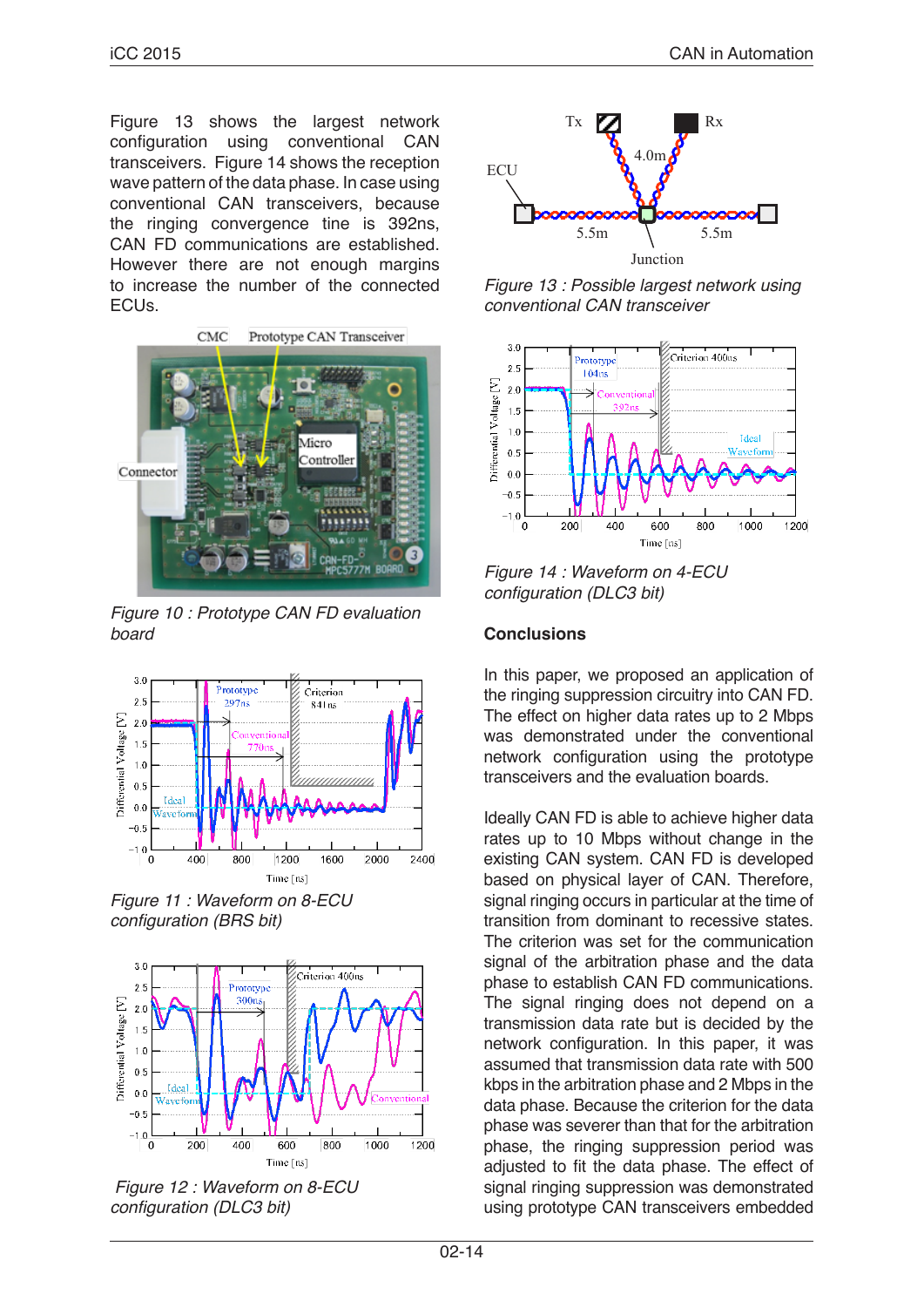Figure 13 shows the largest network configuration using conventional CAN transceivers. Figure 14 shows the reception wave pattern of the data phase. In case using conventional CAN transceivers, because the ringing convergence tine is 392ns, CAN FD communications are established. However there are not enough margins to increase the number of the connected ECUs.

*Figure 10 : Prototype CAN FD evaluation board*

*Figure 11 : Waveform on 8-ECU configuration (BRS bit)*

*Figure 12 : Waveform on 8-ECU configuration (DLC3 bit)*

*Figure 13 : Possible largest network using conventional CAN transceiver*

*Figure 14 : Waveform on 4-ECU configuration (DLC3 bit)*

## Conclusions

In this paper, we proposed an application of the ringing suppression circuitry into CAN FD. The effect on higher data rates up to 2 Mbps was demonstrated under the conventional network configuration using the prototype transceivers and the evaluation boards.

Ideally CAN FD is able to achieve higher data rates up to 10 Mbps without change in the existing CAN system. CAN FD is developed based on physical layer of CAN. Therefore, signal ringing occurs in particular at the time of transition from dominant to recessive states. The criterion was set for the communication signal of the arbitration phase and the data phase to establish CAN FD communications. The signal ringing does not depend on a transmission data rate but is decided by the network configuration. In this paper, it was assumed that transmission data rate with 500 kbps in the arbitration phase and 2 Mbps in the data phase. Because the criterion for the data phase was severer than that for the arbitration phase, the ringing suppression period was adjusted to fit the data phase. The effect of signal ringing suppression was demonstrated using prototype CAN transceivers embedded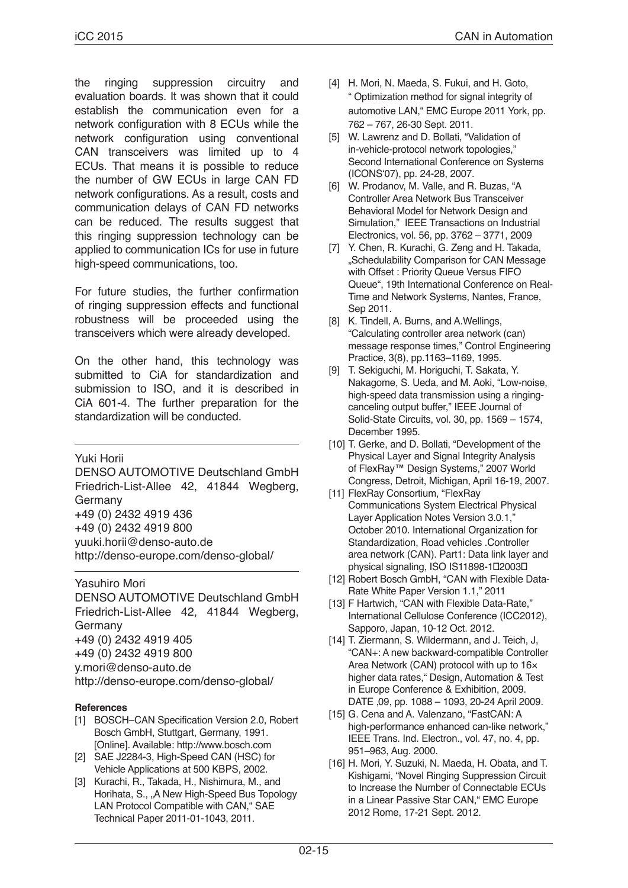the ringing suppression circuitry and evaluation boards. It was shown that it could establish the communication even for a network configuration with 8 ECUs while the network configuration using conventional CAN transceivers was limited up to 4 ECUs. That means it is possible to reduce the number of GW ECUs in large CAN FD network configurations. As a result, costs and communication delays of CAN FD networks can be reduced. The results suggest that this ringing suppression technology can be applied to communication ICs for use in future high-speed communications, too.

For future studies, the further confirmation of ringing suppression effects and functional robustness will be proceeded using the transceivers which were already developed.

On the other hand, this technology was submitted to CiA for standardization and submission to ISO, and it is described in CiA 601-4. The further preparation for the standardization will be conducted.

---

Yuki Horii
DENSO AUTOMOTIVE Deutschland GmbH
Friedrich-List-Allee 42, 41844 Wegberg, Germany
+49 (0) 2432 4919 436
+49 (0) 2432 4919 800
yuuki.horii@denso-auto.de
http://denso-europe.com/denso-global/

---

Yasuhiro Mori
DENSO AUTOMOTIVE Deutschland GmbH
Friedrich-List-Allee 42, 41844 Wegberg, Germany
+49 (0) 2432 4919 405
+49 (0) 2432 4919 800
y.mori@denso-auto.de
http://denso-europe.com/denso-global/

**References**

- [1] BOSCH–CAN Specification Version 2.0, Robert Bosch GmbH, Stuttgart, Germany, 1991. [Online]. Available: http://www.bosch.com
- [2] SAE J2284-3, High-Speed CAN (HSC) for Vehicle Applications at 500 KBPS, 2002.
- [3] Kurachi, R., Takada, H., Nishimura, M., and Horihata, S., „A New High-Speed Bus Topology LAN Protocol Compatible with CAN,“ SAE Technical Paper 2011-01-1043, 2011.
- [4] H. Mori, N. Maeda, S. Fukui, and H. Goto, " Optimization method for signal integrity of automotive LAN," EMC Europe 2011 York, pp. 762 – 767, 26-30 Sept. 2011.
- [5] W. Lawrenz and D. Bollati, "Validation of in-vehicle-protocol network topologies," Second International Conference on Systems (ICONS'07), pp. 24-28, 2007.
- [6] W. Prodanov, M. Valle, and R. Buzas, "A Controller Area Network Bus Transceiver Behavioral Model for Network Design and Simulation," IEEE Transactions on Industrial Electronics, vol. 56, pp. 3762 – 3771, 2009
- [7] Y. Chen, R. Kurachi, G. Zeng and H. Takada, „Schedulability Comparison for CAN Message with Offset : Priority Queue Versus FIFO Queue", 19th International Conference on Real-Time and Network Systems, Nantes, France, Sep 2011.
- [8] K. Tindell, A. Burns, and A.Wellings, "Calculating controller area network (can) message response times," Control Engineering Practice, 3(8), pp.1163–1169, 1995.
- [9] T. Sekiguchi, M. Horiguchi, T. Sakata, Y. Nakagome, S. Ueda, and M. Aoki, "Low-noise, high-speed data transmission using a ringing-canceling output buffer," IEEE Journal of Solid-State Circuits, vol. 30, pp. 1569 – 1574, December 1995.
- [10] T. Gerke, and D. Bollati, "Development of the Physical Layer and Signal Integrity Analysis of FlexRay™ Design Systems," 2007 World Congress, Detroit, Michigan, April 16-19, 2007.
- [11] FlexRay Consortium, "FlexRay Communications System Electrical Physical Layer Application Notes Version 3.0.1," October 2010. International Organization for Standardization, Road vehicles .Controller area network (CAN). Part1: Data link layer and physical signaling, ISO IS11898-1□2003□
- [12] Robert Bosch GmbH, "CAN with Flexible Data-Rate White Paper Version 1.1," 2011
- [13] F Hartwich, "CAN with Flexible Data-Rate," International Cellulose Conference (ICC2012), Sapporo, Japan, 10-12 Oct. 2012.
- [14] T. Ziermann, S. Wildermann, and J. Teich, J, "CAN+: A new backward-compatible Controller Area Network (CAN) protocol with up to 16× higher data rates," Design, Automation & Test in Europe Conference & Exhibition, 2009. DATE ,09, pp. 1088 – 1093, 20-24 April 2009.
- [15] G. Cena and A. Valenzano, "FastCAN: A high-performance enhanced can-like network," IEEE Trans. Ind. Electron., vol. 47, no. 4, pp. 951–963, Aug. 2000.
- [16] H. Mori, Y. Suzuki, N. Maeda, H. Obata, and T. Kishigami, "Novel Ringing Suppression Circuit to Increase the Number of Connectable ECUs in a Linear Passive Star CAN," EMC Europe 2012 Rome, 17-21 Sept. 2012.